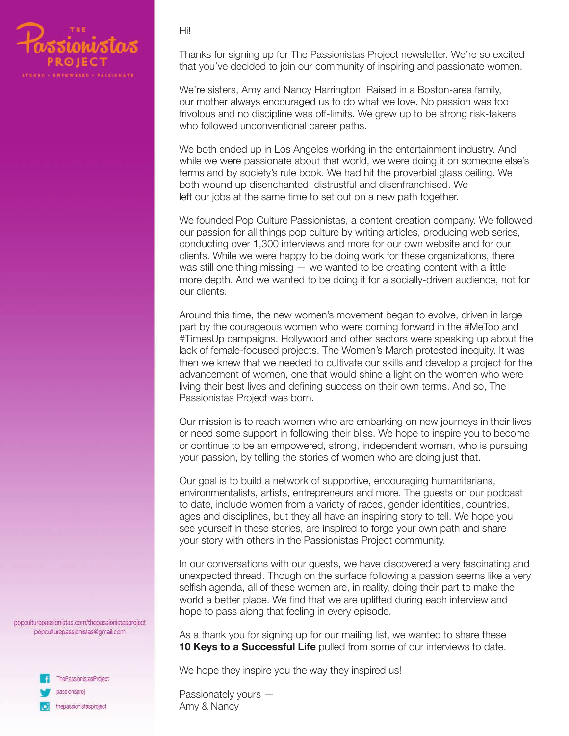# The Passionistas Project

STRONG • EMPOWERED • PASSIONATE

Hi!

Thanks for signing up for The Passionistas Project newsletter. We're so excited that you've decided to join our community of inspiring and passionate women.

We're sisters, Amy and Nancy Harrington. Raised in a Boston-area family, our mother always encouraged us to do what we love. No passion was too frivolous and no discipline was off-limits. We grew up to be strong risk-takers who followed unconventional career paths.

We both ended up in Los Angeles working in the entertainment industry. And while we were passionate about that world, we were doing it on someone else's terms and by society's rule book. We had hit the proverbial glass ceiling. We both wound up disenchanted, distrustful and disenfranchised. We left our jobs at the same time to set out on a new path together.

We founded Pop Culture Passionistas, a content creation company. We followed our passion for all things pop culture by writing articles, producing web series, conducting over 1,300 interviews and more for our own website and for our clients. While we were happy to be doing work for these organizations, there was still one thing missing — we wanted to be creating content with a little more depth. And we wanted to be doing it for a socially-driven audience, not for our clients.

Around this time, the new women's movement began to evolve, driven in large part by the courageous women who were coming forward in the #MeToo and #TimesUp campaigns. Hollywood and other sectors were speaking up about the lack of female-focused projects. The Women's March protested inequity. It was then we knew that we needed to cultivate our skills and develop a project for the advancement of women, one that would shine a light on the women who were living their best lives and defining success on their own terms. And so, The Passionistas Project was born.

Our mission is to reach women who are embarking on new journeys in their lives or need some support in following their bliss. We hope to inspire you to become or continue to be an empowered, strong, independent woman, who is pursuing your passion, by telling the stories of women who are doing just that.

Our goal is to build a network of supportive, encouraging humanitarians, environmentalists, artists, entrepreneurs and more. The guests on our podcast to date, include women from a variety of races, gender identities, countries, ages and disciplines, but they all have an inspiring story to tell. We hope you see yourself in these stories, are inspired to forge your own path and share your story with others in the Passionistas Project community.

In our conversations with our guests, we have discovered a very fascinating and unexpected thread. Though on the surface following a passion seems like a very selfish agenda, all of these women are, in reality, doing their part to make the world a better place. We find that we are uplifted during each interview and hope to pass along that feeling in every episode.

As a thank you for signing up for our mailing list, we wanted to share these **10 Keys to a Successful Life** pulled from some of our interviews to date.

We hope they inspire you the way they inspired us!

Passionately yours —
Amy & Nancy

popculturepassionistas.com/thepassionistasproject
popculturepassionistas@gmail.com

- Facebook: ThePassionistasProject
- Twitter: passionsproj
- Instagram: thepassionistasproject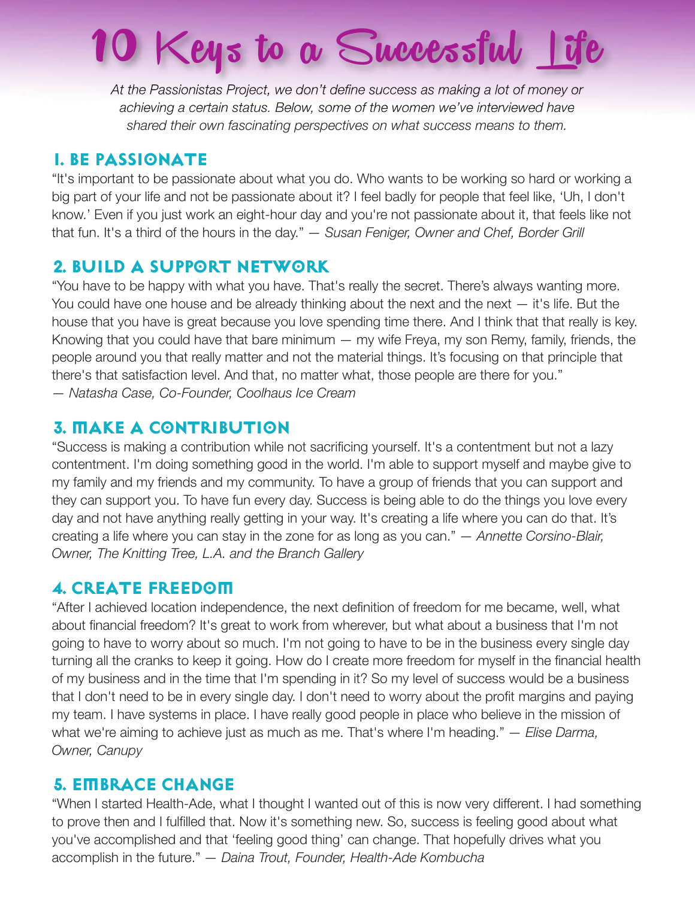# 10 Keys to a Successful Life

*At the Passionistas Project, we don't define success as making a lot of money or achieving a certain status. Below, some of the women we've interviewed have shared their own fascinating perspectives on what success means to them.*

## 1. Be Passionate

"It's important to be passionate about what you do. Who wants to be working so hard or working a big part of your life and not be passionate about it? I feel badly for people that feel like, 'Uh, I don't know.' Even if you just work an eight-hour day and you're not passionate about it, that feels like not that fun. It's a third of the hours in the day." — *Susan Feniger, Owner and Chef, Border Grill*

## 2. Build a Support Network

"You have to be happy with what you have. That's really the secret. There's always wanting more. You could have one house and be already thinking about the next and the next — it's life. But the house that you have is great because you love spending time there. And I think that that really is key. Knowing that you could have that bare minimum — my wife Freya, my son Remy, family, friends, the people around you that really matter and not the material things. It's focusing on that principle that there's that satisfaction level. And that, no matter what, those people are there for you."
— *Natasha Case, Co-Founder, Coolhaus Ice Cream*

## 3. Make a Contribution

"Success is making a contribution while not sacrificing yourself. It's a contentment but not a lazy contentment. I'm doing something good in the world. I'm able to support myself and maybe give to my family and my friends and my community. To have a group of friends that you can support and they can support you. To have fun every day. Success is being able to do the things you love every day and not have anything really getting in your way. It's creating a life where you can do that. It's creating a life where you can stay in the zone for as long as you can." — *Annette Corsino-Blair, Owner, The Knitting Tree, L.A. and the Branch Gallery*

## 4. Create Freedom

"After I achieved location independence, the next definition of freedom for me became, well, what about financial freedom? It's great to work from wherever, but what about a business that I'm not going to have to worry about so much. I'm not going to have to be in the business every single day turning all the cranks to keep it going. How do I create more freedom for myself in the financial health of my business and in the time that I'm spending in it? So my level of success would be a business that I don't need to be in every single day. I don't need to worry about the profit margins and paying my team. I have systems in place. I have really good people in place who believe in the mission of what we're aiming to achieve just as much as me. That's where I'm heading." — *Elise Darma, Owner, Canupy*

## 5. Embrace Change

"When I started Health-Ade, what I thought I wanted out of this is now very different. I had something to prove then and I fulfilled that. Now it's something new. So, success is feeling good about what you've accomplished and that 'feeling good thing' can change. That hopefully drives what you accomplish in the future." — *Daina Trout, Founder, Health-Ade Kombucha*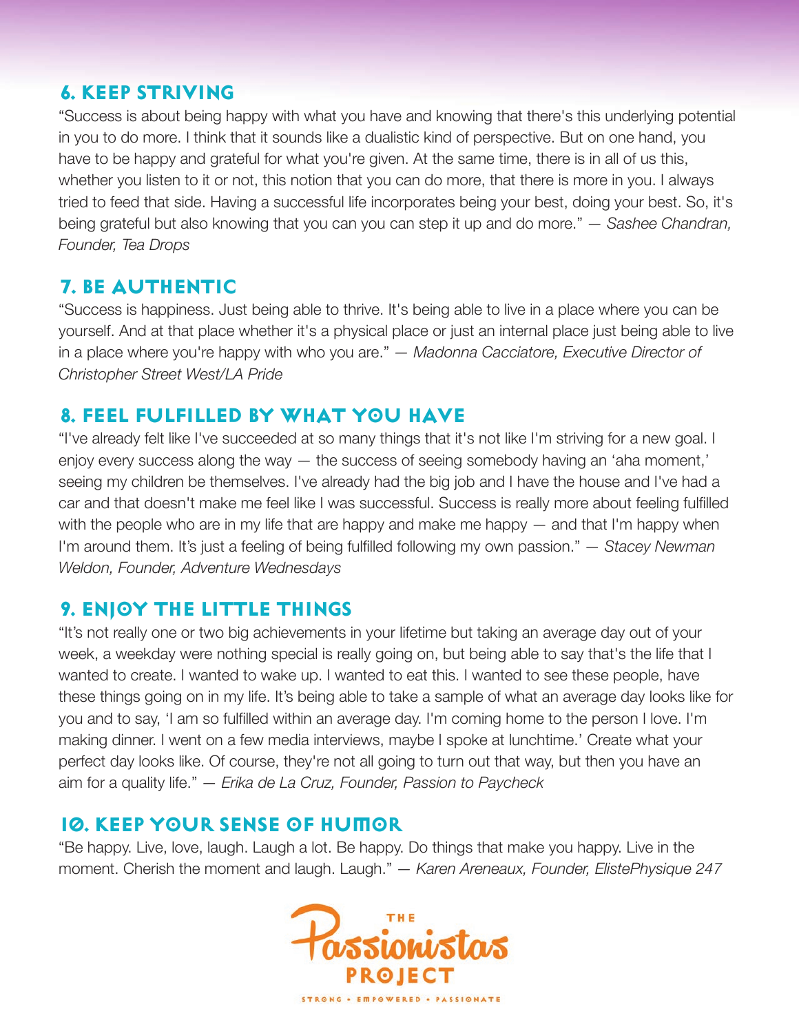## 6. KEEP STRIVING

"Success is about being happy with what you have and knowing that there's this underlying potential in you to do more. I think that it sounds like a dualistic kind of perspective. But on one hand, you have to be happy and grateful for what you're given. At the same time, there is in all of us this, whether you listen to it or not, this notion that you can do more, that there is more in you. I always tried to feed that side. Having a successful life incorporates being your best, doing your best. So, it's being grateful but also knowing that you can you can step it up and do more." — *Sashee Chandran, Founder, Tea Drops*

## 7. BE AUTHENTIC

"Success is happiness. Just being able to thrive. It's being able to live in a place where you can be yourself. And at that place whether it's a physical place or just an internal place just being able to live in a place where you're happy with who you are." — *Madonna Cacciatore, Executive Director of Christopher Street West/LA Pride*

## 8. FEEL FULFILLED BY WHAT YOU HAVE

"I've already felt like I've succeeded at so many things that it's not like I'm striving for a new goal. I enjoy every success along the way — the success of seeing somebody having an 'aha moment,' seeing my children be themselves. I've already had the big job and I have the house and I've had a car and that doesn't make me feel like I was successful. Success is really more about feeling fulfilled with the people who are in my life that are happy and make me happy — and that I'm happy when I'm around them. It's just a feeling of being fulfilled following my own passion." — *Stacey Newman Weldon, Founder, Adventure Wednesdays*

## 9. ENJOY THE LITTLE THINGS

"It's not really one or two big achievements in your lifetime but taking an average day out of your week, a weekday were nothing special is really going on, but being able to say that's the life that I wanted to create. I wanted to wake up. I wanted to eat this. I wanted to see these people, have these things going on in my life. It's being able to take a sample of what an average day looks like for you and to say, 'I am so fulfilled within an average day. I'm coming home to the person I love. I'm making dinner. I went on a few media interviews, maybe I spoke at lunchtime.' Create what your perfect day looks like. Of course, they're not all going to turn out that way, but then you have an aim for a quality life." — *Erika de La Cruz, Founder, Passion to Paycheck*

## 10. KEEP YOUR SENSE OF HUMOR

"Be happy. Live, love, laugh. Laugh a lot. Be happy. Do things that make you happy. Live in the moment. Cherish the moment and laugh. Laugh." — *Karen Areneaux, Founder, ElistePhysique 247*

THE Passionistas PROJECT

STRONG • EMPOWERED • PASSIONATE